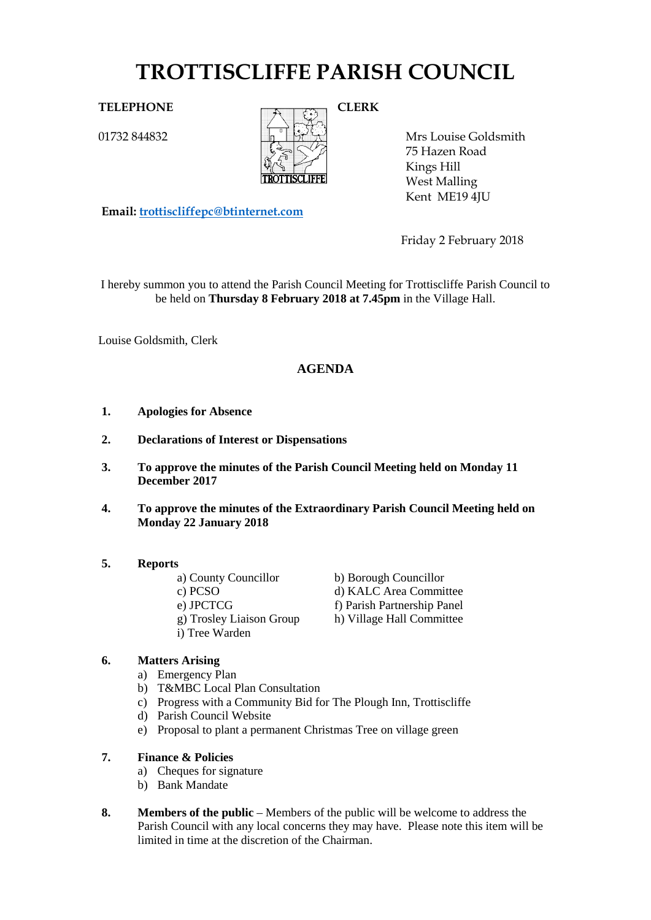# TROTTISCLIFFE PARISH COUNCIL

**TELEPHONE**

01732 844832

**CLERK**

Mrs Louise Goldsmith
75 Hazen Road
Kings Hill
West Malling
Kent ME19 4JU

**Email:** trottiscliffepc@btinternet.com

Friday 2 February 2018

I hereby summon you to attend the Parish Council Meeting for Trottiscliffe Parish Council to be held on **Thursday 8 February 2018 at 7.45pm** in the Village Hall.

Louise Goldsmith, Clerk

## AGENDA

**1. Apologies for Absence**

**2. Declarations of Interest or Dispensations**

**3. To approve the minutes of the Parish Council Meeting held on Monday 11 December 2017**

**4. To approve the minutes of the Extraordinary Parish Council Meeting held on Monday 22 January 2018**

**5. Reports**

a) County Councillor
b) Borough Councillor
c) PCSO
d) KALC Area Committee
e) JPCTCG
f) Parish Partnership Panel
g) Trosley Liaison Group
h) Village Hall Committee
i) Tree Warden

**6. Matters Arising**

a) Emergency Plan
b) T&MBC Local Plan Consultation
c) Progress with a Community Bid for The Plough Inn, Trottiscliffe
d) Parish Council Website
e) Proposal to plant a permanent Christmas Tree on village green

**7. Finance & Policies**

a) Cheques for signature
b) Bank Mandate

**8. Members of the public** – Members of the public will be welcome to address the Parish Council with any local concerns they may have. Please note this item will be limited in time at the discretion of the Chairman.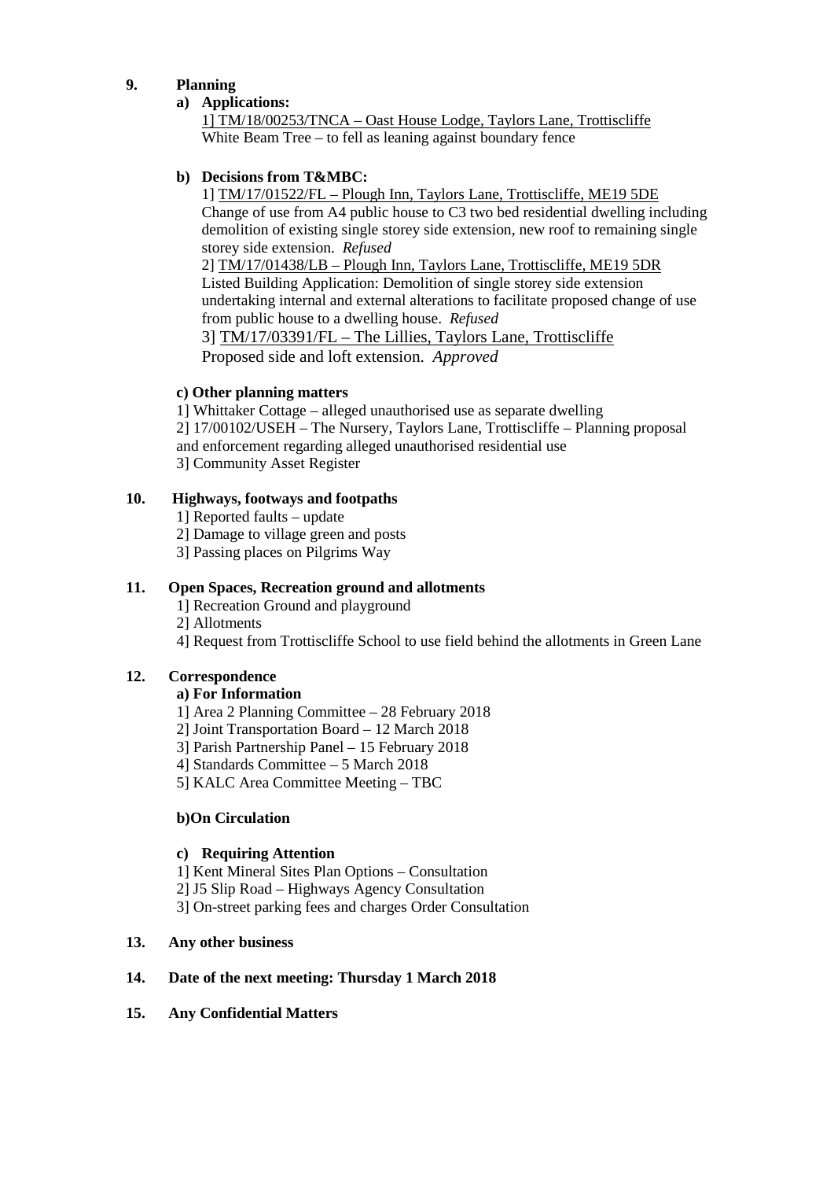**9. Planning**

**a) Applications:**

1] TM/18/00253/TNCA – Oast House Lodge, Taylors Lane, Trottiscliffe
White Beam Tree – to fell as leaning against boundary fence

**b) Decisions from T&MBC:**

1] TM/17/01522/FL – Plough Inn, Taylors Lane, Trottiscliffe, ME19 5DE
Change of use from A4 public house to C3 two bed residential dwelling including demolition of existing single storey side extension, new roof to remaining single storey side extension. *Refused*

2] TM/17/01438/LB – Plough Inn, Taylors Lane, Trottiscliffe, ME19 5DR
Listed Building Application: Demolition of single storey side extension undertaking internal and external alterations to facilitate proposed change of use from public house to a dwelling house. *Refused*

3] TM/17/03391/FL – The Lillies, Taylors Lane, Trottiscliffe
Proposed side and loft extension. *Approved*

**c) Other planning matters**

1] Whittaker Cottage – alleged unauthorised use as separate dwelling
2] 17/00102/USEH – The Nursery, Taylors Lane, Trottiscliffe – Planning proposal and enforcement regarding alleged unauthorised residential use
3] Community Asset Register

**10. Highways, footways and footpaths**

1] Reported faults – update
2] Damage to village green and posts
3] Passing places on Pilgrims Way

**11. Open Spaces, Recreation ground and allotments**

1] Recreation Ground and playground
2] Allotments
4] Request from Trottiscliffe School to use field behind the allotments in Green Lane

**12. Correspondence**

**a) For Information**

1] Area 2 Planning Committee – 28 February 2018
2] Joint Transportation Board – 12 March 2018
3] Parish Partnership Panel – 15 February 2018
4] Standards Committee – 5 March 2018
5] KALC Area Committee Meeting – TBC

**b)On Circulation**

**c) Requiring Attention**

1] Kent Mineral Sites Plan Options – Consultation
2] J5 Slip Road – Highways Agency Consultation
3] On-street parking fees and charges Order Consultation

**13. Any other business**

**14. Date of the next meeting: Thursday 1 March 2018**

**15. Any Confidential Matters**